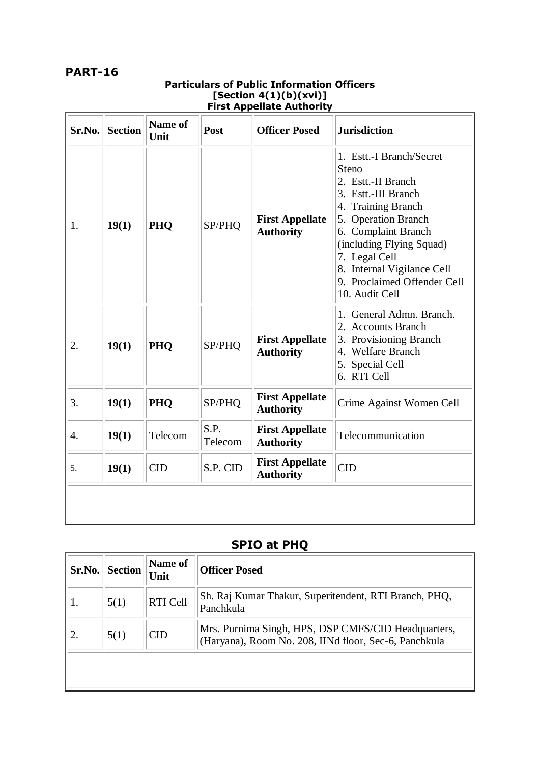## PART-16

**Particulars of Public Information Officers**
**[Section 4(1)(b)(xvi)]**
**First Appellate Authority**

| Sr.No. | Section | Name of Unit | Post | Officer Posed | Jurisdiction |
|---|---|---|---|---|---|
| 1. | **19(1)** | **PHQ** | SP/PHQ | **First Appellate Authority** | 1. Estt.-I Branch/Secret Steno<br>2. Estt.-II Branch<br>3. Estt.-III Branch<br>4. Training Branch<br>5. Operation Branch<br>6. Complaint Branch (including Flying Squad)<br>7. Legal Cell<br>8. Internal Vigilance Cell<br>9. Proclaimed Offender Cell<br>10. Audit Cell |
| 2. | **19(1)** | **PHQ** | SP/PHQ | **First Appellate Authority** | 1. General Admn. Branch.<br>2. Accounts Branch<br>3. Provisioning Branch<br>4. Welfare Branch<br>5. Special Cell<br>6. RTI Cell |
| 3. | **19(1)** | **PHQ** | SP/PHQ | **First Appellate Authority** | Crime Against Women Cell |
| 4. | **19(1)** | Telecom | S.P. Telecom | **First Appellate Authority** | Telecommunication |
| 5. | **19(1)** | CID | S.P. CID | **First Appellate Authority** | CID |

### SPIO at PHQ

| Sr.No. | Section | Name of Unit | Officer Posed |
|---|---|---|---|
| 1. | 5(1) | RTI Cell | Sh. Raj Kumar Thakur, Superitendent, RTI Branch, PHQ, Panchkula |
| 2. | 5(1) | CID | Mrs. Purnima Singh, HPS, DSP CMFS/CID Headquarters, (Haryana), Room No. 208, IINd floor, Sec-6, Panchkula |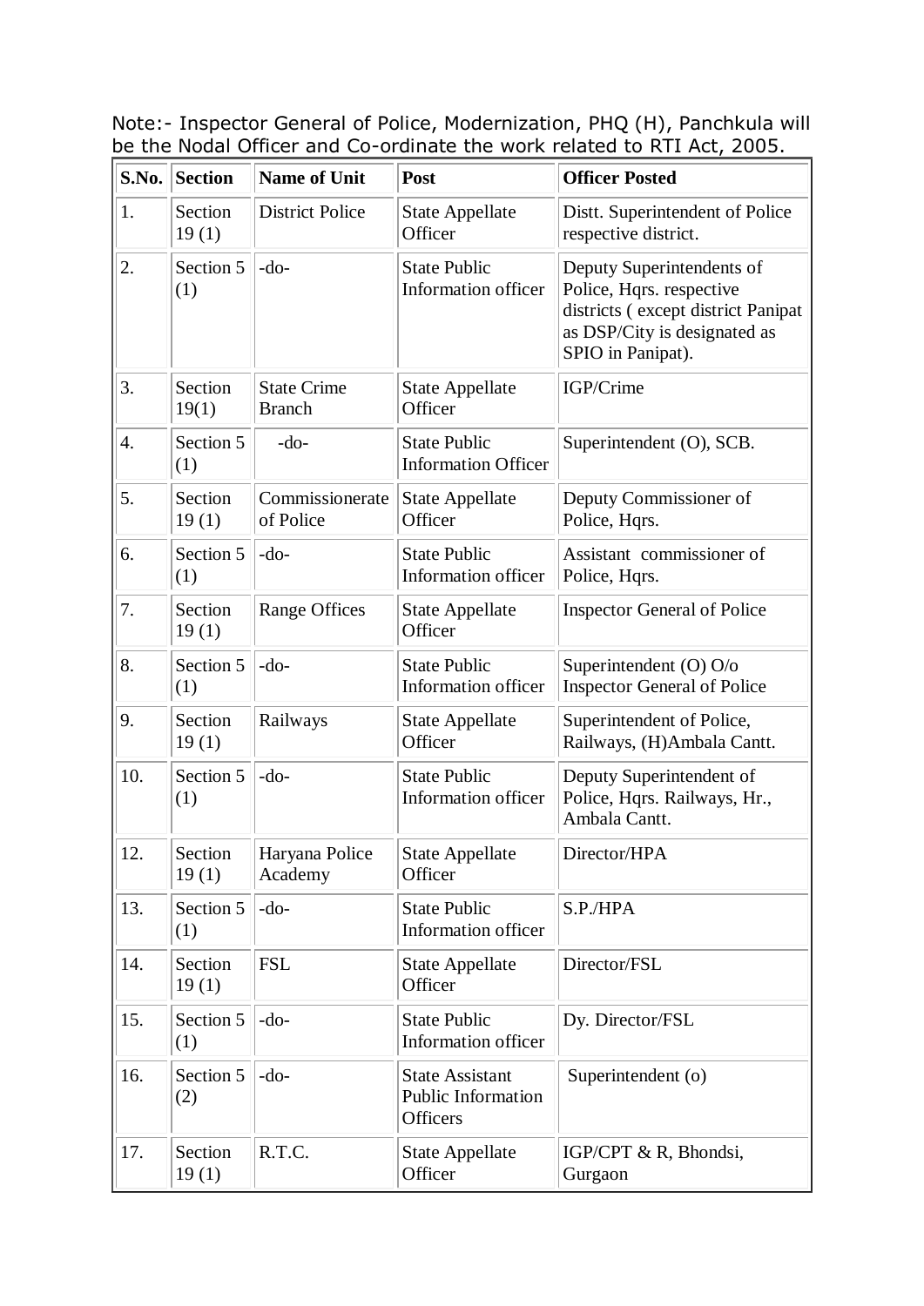Note:- Inspector General of Police, Modernization, PHQ (H), Panchkula will be the Nodal Officer and Co-ordinate the work related to RTI Act, 2005.

| S.No. | Section | Name of Unit | Post | Officer Posted |
|---|---|---|---|---|
| 1. | Section 19 (1) | District Police | State Appellate Officer | Distt. Superintendent of Police respective district. |
| 2. | Section 5 (1) | -do- | State Public Information officer | Deputy Superintendents of Police, Hqrs. respective districts ( except district Panipat as DSP/City is designated as SPIO in Panipat). |
| 3. | Section 19(1) | State Crime Branch | State Appellate Officer | IGP/Crime |
| 4. | Section 5 (1) | -do- | State Public Information Officer | Superintendent (O), SCB. |
| 5. | Section 19 (1) | Commissionerate of Police | State Appellate Officer | Deputy Commissioner of Police, Hqrs. |
| 6. | Section 5 (1) | -do- | State Public Information officer | Assistant commissioner of Police, Hqrs. |
| 7. | Section 19 (1) | Range Offices | State Appellate Officer | Inspector General of Police |
| 8. | Section 5 (1) | -do- | State Public Information officer | Superintendent (O) O/o Inspector General of Police |
| 9. | Section 19 (1) | Railways | State Appellate Officer | Superintendent of Police, Railways, (H)Ambala Cantt. |
| 10. | Section 5 (1) | -do- | State Public Information officer | Deputy Superintendent of Police, Hqrs. Railways, Hr., Ambala Cantt. |
| 12. | Section 19 (1) | Haryana Police Academy | State Appellate Officer | Director/HPA |
| 13. | Section 5 (1) | -do- | State Public Information officer | S.P./HPA |
| 14. | Section 19 (1) | FSL | State Appellate Officer | Director/FSL |
| 15. | Section 5 (1) | -do- | State Public Information officer | Dy. Director/FSL |
| 16. | Section 5 (2) | -do- | State Assistant Public Information Officers | Superintendent (o) |
| 17. | Section 19 (1) | R.T.C. | State Appellate Officer | IGP/CPT & R, Bhondsi, Gurgaon |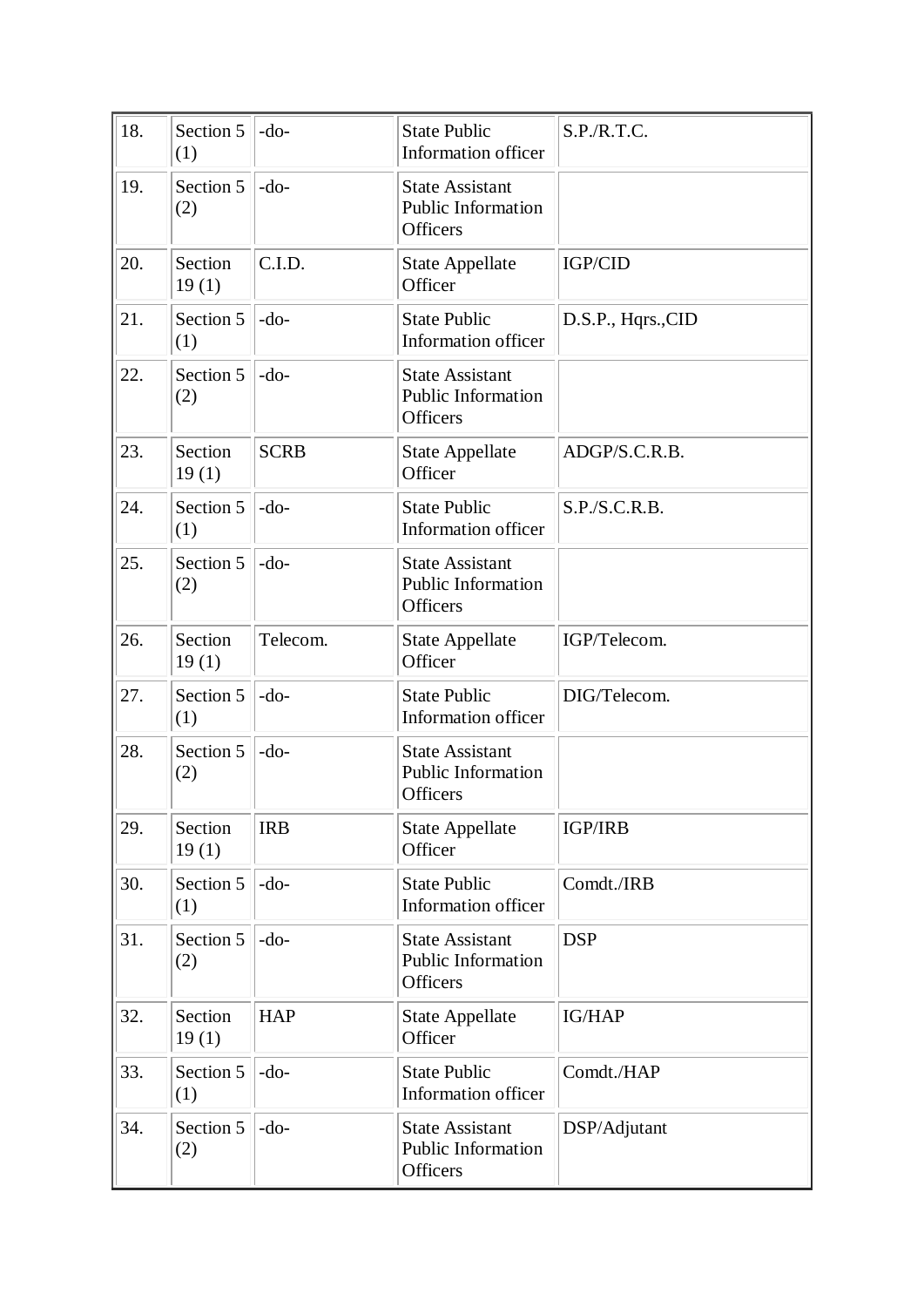| | | | | |
|---|---|---|---|---|
| 18. | Section 5 (1) | -do- | State Public Information officer | S.P./R.T.C. |
| 19. | Section 5 (2) | -do- | State Assistant Public Information Officers | |
| 20. | Section 19 (1) | C.I.D. | State Appellate Officer | IGP/CID |
| 21. | Section 5 (1) | -do- | State Public Information officer | D.S.P., Hqrs.,CID |
| 22. | Section 5 (2) | -do- | State Assistant Public Information Officers | |
| 23. | Section 19 (1) | SCRB | State Appellate Officer | ADGP/S.C.R.B. |
| 24. | Section 5 (1) | -do- | State Public Information officer | S.P./S.C.R.B. |
| 25. | Section 5 (2) | -do- | State Assistant Public Information Officers | |
| 26. | Section 19 (1) | Telecom. | State Appellate Officer | IGP/Telecom. |
| 27. | Section 5 (1) | -do- | State Public Information officer | DIG/Telecom. |
| 28. | Section 5 (2) | -do- | State Assistant Public Information Officers | |
| 29. | Section 19 (1) | IRB | State Appellate Officer | IGP/IRB |
| 30. | Section 5 (1) | -do- | State Public Information officer | Comdt./IRB |
| 31. | Section 5 (2) | -do- | State Assistant Public Information Officers | DSP |
| 32. | Section 19 (1) | HAP | State Appellate Officer | IG/HAP |
| 33. | Section 5 (1) | -do- | State Public Information officer | Comdt./HAP |
| 34. | Section 5 (2) | -do- | State Assistant Public Information Officers | DSP/Adjutant |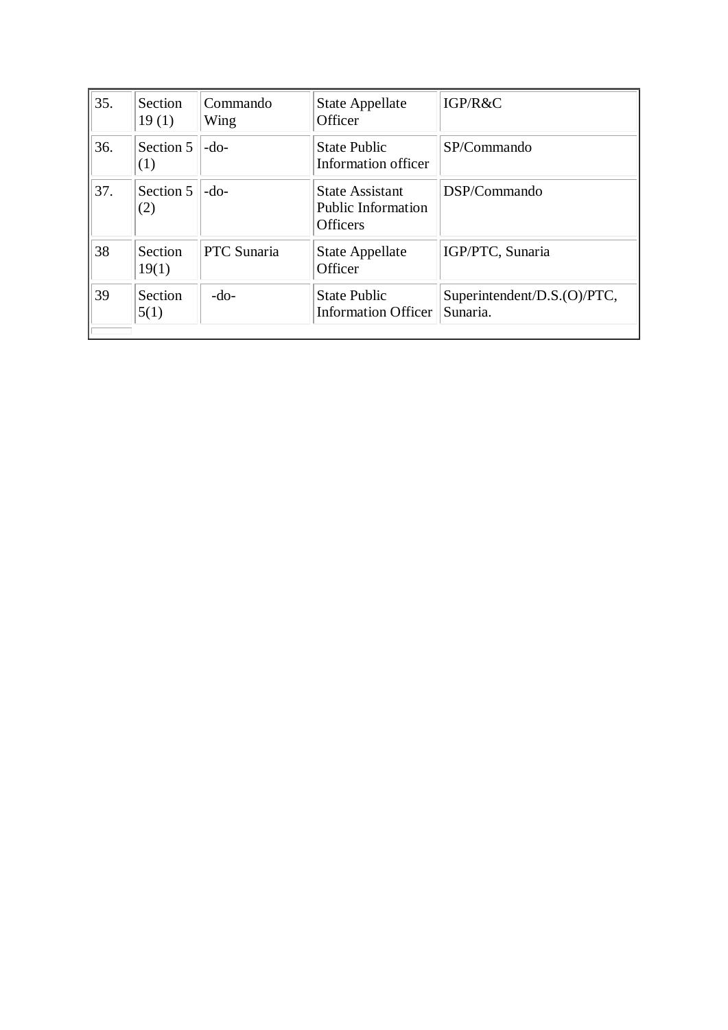| | | | | |
|---|---|---|---|---|
| 35. | Section 19 (1) | Commando Wing | State Appellate Officer | IGP/R&C |
| 36. | Section 5 (1) | -do- | State Public Information officer | SP/Commando |
| 37. | Section 5 (2) | -do- | State Assistant Public Information Officers | DSP/Commando |
| 38 | Section 19(1) | PTC Sunaria | State Appellate Officer | IGP/PTC, Sunaria |
| 39 | Section 5(1) | -do- | State Public Information Officer | Superintendent/D.S.(O)/PTC, Sunaria. |